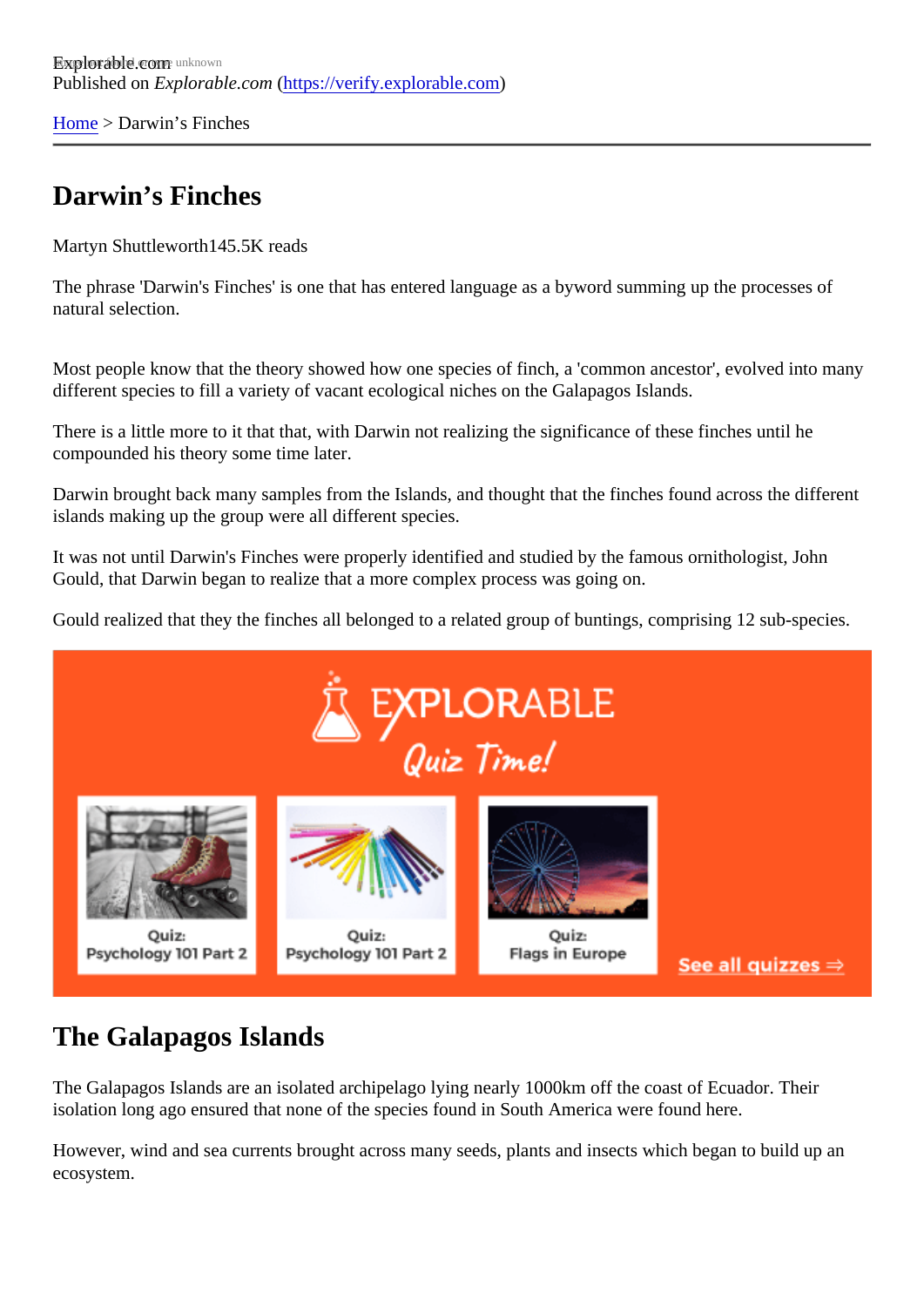Explorable.com
Published on *Explorable.com* (https://verify.explorable.com)

Home > Darwin's Finches

# Darwin's Finches

Martyn Shuttleworth145.5K reads

The phrase 'Darwin's Finches' is one that has entered language as a byword summing up the processes of natural selection.

Most people know that the theory showed how one species of finch, a 'common ancestor', evolved into many different species to fill a variety of vacant ecological niches on the Galapagos Islands.

There is a little more to it that that, with Darwin not realizing the significance of these finches until he compounded his theory some time later.

Darwin brought back many samples from the Islands, and thought that the finches found across the different islands making up the group were all different species.

It was not until Darwin's Finches were properly identified and studied by the famous ornithologist, John Gould, that Darwin began to realize that a more complex process was going on.

Gould realized that they the finches all belonged to a related group of buntings, comprising 12 sub-species.

## The Galapagos Islands

The Galapagos Islands are an isolated archipelago lying nearly 1000km off the coast of Ecuador. Their isolation long ago ensured that none of the species found in South America were found here.

However, wind and sea currents brought across many seeds, plants and insects which began to build up an ecosystem.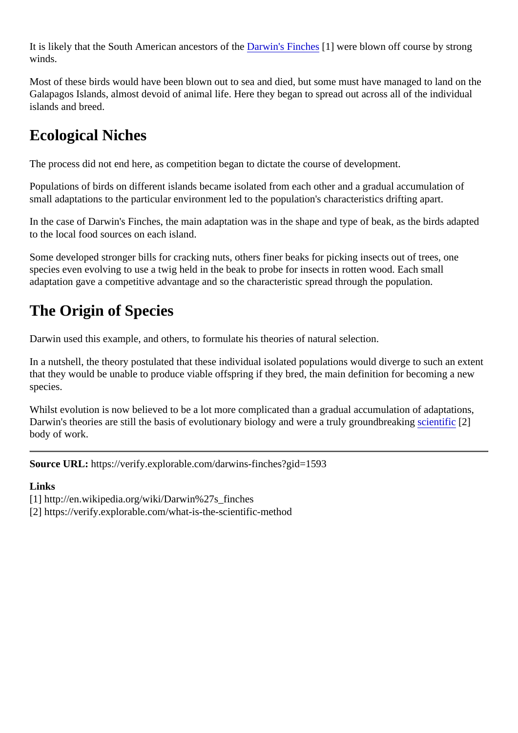It is likely that the South American ancestors of the Darwin's Finches [1] were blown off course by strong winds.

Most of these birds would have been blown out to sea and died, but some must have managed to land on the Galapagos Islands, almost devoid of animal life. Here they began to spread out across all of the individual islands and breed.

## Ecological Niches

The process did not end here, as competition began to dictate the course of development.

Populations of birds on different islands became isolated from each other and a gradual accumulation of small adaptations to the particular environment led to the population's characteristics drifting apart.

In the case of Darwin's Finches, the main adaptation was in the shape and type of beak, as the birds adapted to the local food sources on each island.

Some developed stronger bills for cracking nuts, others finer beaks for picking insects out of trees, one species even evolving to use a twig held in the beak to probe for insects in rotten wood. Each small adaptation gave a competitive advantage and so the characteristic spread through the population.

## The Origin of Species

Darwin used this example, and others, to formulate his theories of natural selection.

In a nutshell, the theory postulated that these individual isolated populations would diverge to such an extent that they would be unable to produce viable offspring if they bred, the main definition for becoming a new species.

Whilst evolution is now believed to be a lot more complicated than a gradual accumulation of adaptations, Darwin's theories are still the basis of evolutionary biology and were a truly groundbreaking scientific [2] body of work.

---

**Source URL:** https://verify.explorable.com/darwins-finches?gid=1593

**Links**
[1] http://en.wikipedia.org/wiki/Darwin%27s_finches
[2] https://verify.explorable.com/what-is-the-scientific-method